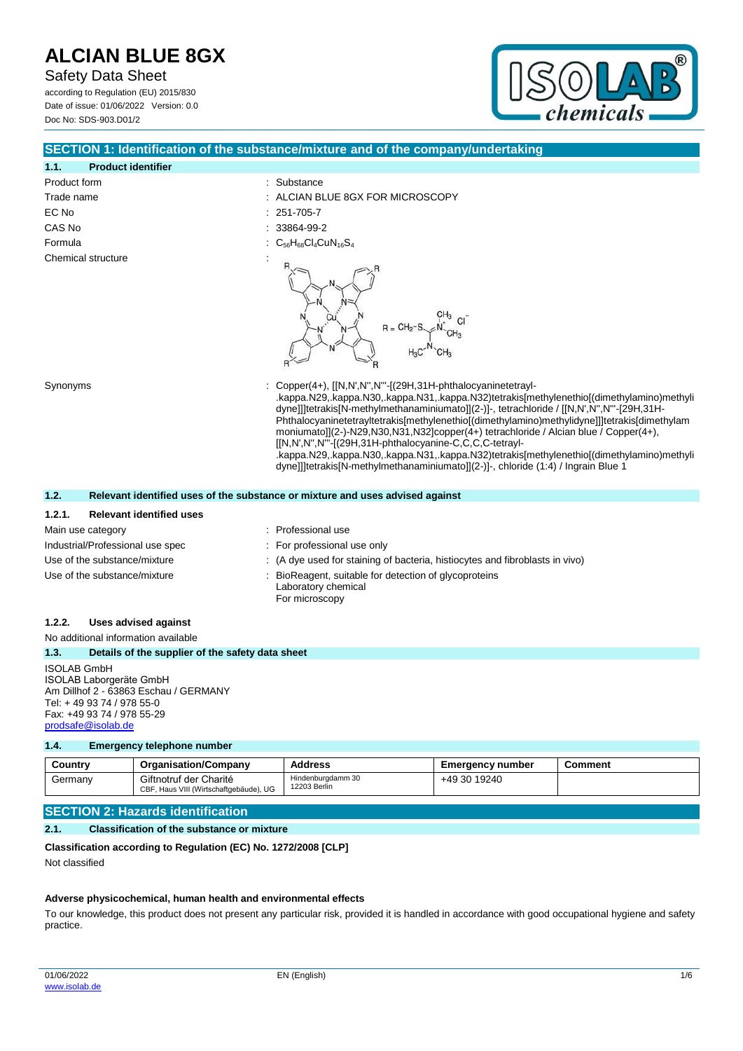# ALCIAN BLUE 8GX

Safety Data Sheet

according to Regulation (EU) 2015/830
Date of issue: 01/06/2022 Version: 0.0
Doc No: SDS-903.D01/2

## SECTION 1: Identification of the substance/mixture and of the company/undertaking

### 1.1. Product identifier

Product form : Substance

Trade name : ALCIAN BLUE 8GX FOR MICROSCOPY

EC No : 251-705-7

CAS No : 33864-99-2

Formula : $C_{56}H_{68}Cl_4CuN_{16}S_4$

Chemical structure :

Synonyms : Copper(4+), [[N,N',N'',N'''-[(29H,31H-phthalocyaninetetrayl-.kappa.N29,.kappa.N30,.kappa.N31,.kappa.N32)tetrakis[methylenethio[(dimethylamino)methylidyne]]]tetrakis[N-methylmethanaminiumato]](2-)]-, tetrachloride / [[N,N',N'',N'''-[29H,31H-Phthalocyaninetetrayltetrakis[methylenethio[(dimethylamino)methylidyne]]]tetrakis[dimethylammoniumato]](2-)-N29,N30,N31,N32]copper(4+) tetrachloride / Alcian blue / Copper(4+), [[N,N',N'',N'''-[(29H,31H-phthalocyanine-C,C,C,C-tetrayl-.kappa.N29,.kappa.N30,.kappa.N31,.kappa.N32)tetrakis[methylenethio[(dimethylamino)methylidyne]]]tetrakis[N-methylmethanaminiumato]](2-)]-, chloride (1:4) / Ingrain Blue 1

### 1.2. Relevant identified uses of the substance or mixture and uses advised against

#### 1.2.1. Relevant identified uses

Main use category : Professional use

Industrial/Professional use spec : For professional use only

Use of the substance/mixture : (A dye used for staining of bacteria, histiocytes and fibroblasts in vivo)

Use of the substance/mixture : BioReagent, suitable for detection of glycoproteins
Laboratory chemical
For microscopy

#### 1.2.2. Uses advised against

No additional information available

### 1.3. Details of the supplier of the safety data sheet

ISOLAB GmbH
ISOLAB Laborgeräte GmbH
Am Dillhof 2 - 63863 Eschau / GERMANY
Tel: + 49 93 74 / 978 55-0
Fax: +49 93 74 / 978 55-29
prodsafe@isolab.de

### 1.4. Emergency telephone number

| Country | Organisation/Company | Address | Emergency number | Comment |
|---|---|---|---|---|
| Germany | Giftnotruf der Charité CBF, Haus VIII (Wirtschaftgebäude), UG | Hindenburgdamm 30 12203 Berlin | +49 30 19240 | |

## SECTION 2: Hazards identification

### 2.1. Classification of the substance or mixture

**Classification according to Regulation (EC) No. 1272/2008 [CLP]**

Not classified

**Adverse physicochemical, human health and environmental effects**

To our knowledge, this product does not present any particular risk, provided it is handled in accordance with good occupational hygiene and safety practice.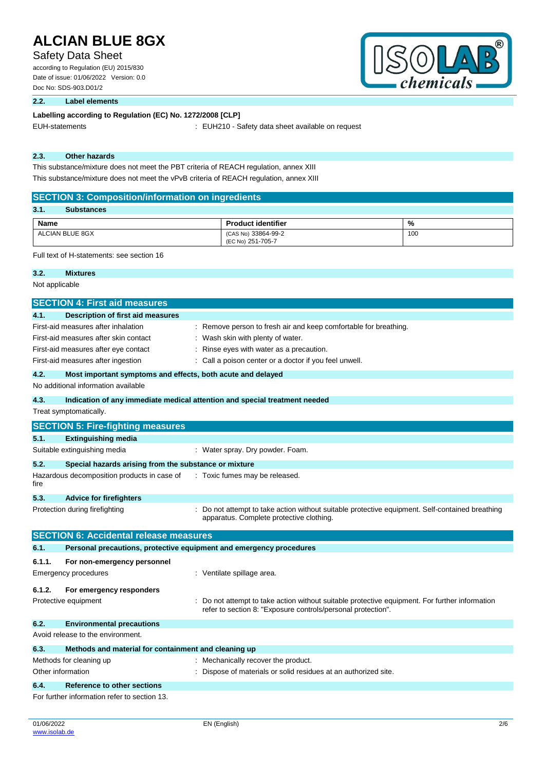### 2.2. Label elements

**Labelling according to Regulation (EC) No. 1272/2008 [CLP]**

EUH-statements : EUH210 - Safety data sheet available on request

### 2.3. Other hazards

This substance/mixture does not meet the PBT criteria of REACH regulation, annex XIII

This substance/mixture does not meet the vPvB criteria of REACH regulation, annex XIII

## SECTION 3: Composition/information on ingredients

### 3.1. Substances

| Name | Product identifier | % |
|---|---|---|
| ALCIAN BLUE 8GX | (CAS No) 33864-99-2<br>(EC No) 251-705-7 | 100 |

Full text of H-statements: see section 16

### 3.2. Mixtures

Not applicable

## SECTION 4: First aid measures

### 4.1. Description of first aid measures

First-aid measures after inhalation : Remove person to fresh air and keep comfortable for breathing.

First-aid measures after skin contact : Wash skin with plenty of water.

First-aid measures after eye contact : Rinse eyes with water as a precaution.

First-aid measures after ingestion : Call a poison center or a doctor if you feel unwell.

### 4.2. Most important symptoms and effects, both acute and delayed

No additional information available

### 4.3. Indication of any immediate medical attention and special treatment needed

Treat symptomatically.

## SECTION 5: Fire-fighting measures

### 5.1. Extinguishing media

Suitable extinguishing media : Water spray. Dry powder. Foam.

### 5.2. Special hazards arising from the substance or mixture

Hazardous decomposition products in case of fire : Toxic fumes may be released.

### 5.3. Advice for firefighters

Protection during firefighting : Do not attempt to take action without suitable protective equipment. Self-contained breathing apparatus. Complete protective clothing.

## SECTION 6: Accidental release measures

### 6.1. Personal precautions, protective equipment and emergency procedures

#### 6.1.1. For non-emergency personnel

Emergency procedures : Ventilate spillage area.

#### 6.1.2. For emergency responders

Protective equipment : Do not attempt to take action without suitable protective equipment. For further information refer to section 8: "Exposure controls/personal protection".

### 6.2. Environmental precautions

Avoid release to the environment.

### 6.3. Methods and material for containment and cleaning up

Methods for cleaning up : Mechanically recover the product.

Other information : Dispose of materials or solid residues at an authorized site.

### 6.4. Reference to other sections

For further information refer to section 13.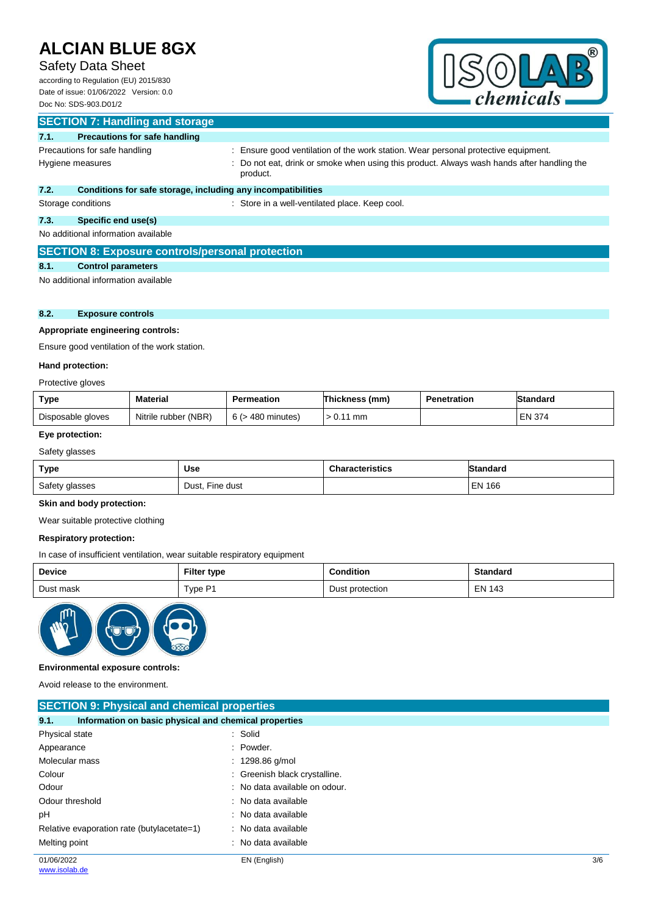## SECTION 7: Handling and storage

### 7.1. Precautions for safe handling

Precautions for safe handling : Ensure good ventilation of the work station. Wear personal protective equipment.

Hygiene measures : Do not eat, drink or smoke when using this product. Always wash hands after handling the product.

### 7.2. Conditions for safe storage, including any incompatibilities

Storage conditions : Store in a well-ventilated place. Keep cool.

### 7.3. Specific end use(s)

No additional information available

## SECTION 8: Exposure controls/personal protection

### 8.1. Control parameters

No additional information available

### 8.2. Exposure controls

**Appropriate engineering controls:**

Ensure good ventilation of the work station.

**Hand protection:**

Protective gloves

| Type | Material | Permeation | Thickness (mm) | Penetration | Standard |
|---|---|---|---|---|---|
| Disposable gloves | Nitrile rubber (NBR) | 6 (> 480 minutes) | > 0.11 mm | | EN 374 |

**Eye protection:**

Safety glasses

| Type | Use | Characteristics | Standard |
|---|---|---|---|
| Safety glasses | Dust, Fine dust | | EN 166 |

**Skin and body protection:**

Wear suitable protective clothing

**Respiratory protection:**

In case of insufficient ventilation, wear suitable respiratory equipment

| Device | Filter type | Condition | Standard |
|---|---|---|---|
| Dust mask | Type P1 | Dust protection | EN 143 |

**Environmental exposure controls:**

Avoid release to the environment.

## SECTION 9: Physical and chemical properties

### 9.1. Information on basic physical and chemical properties

Physical state : Solid

Appearance : Powder.

Molecular mass : 1298.86 g/mol

Colour : Greenish black crystalline.

Odour : No data available on odour.

Odour threshold : No data available

pH : No data available

Relative evaporation rate (butylacetate=1) : No data available

Melting point : No data available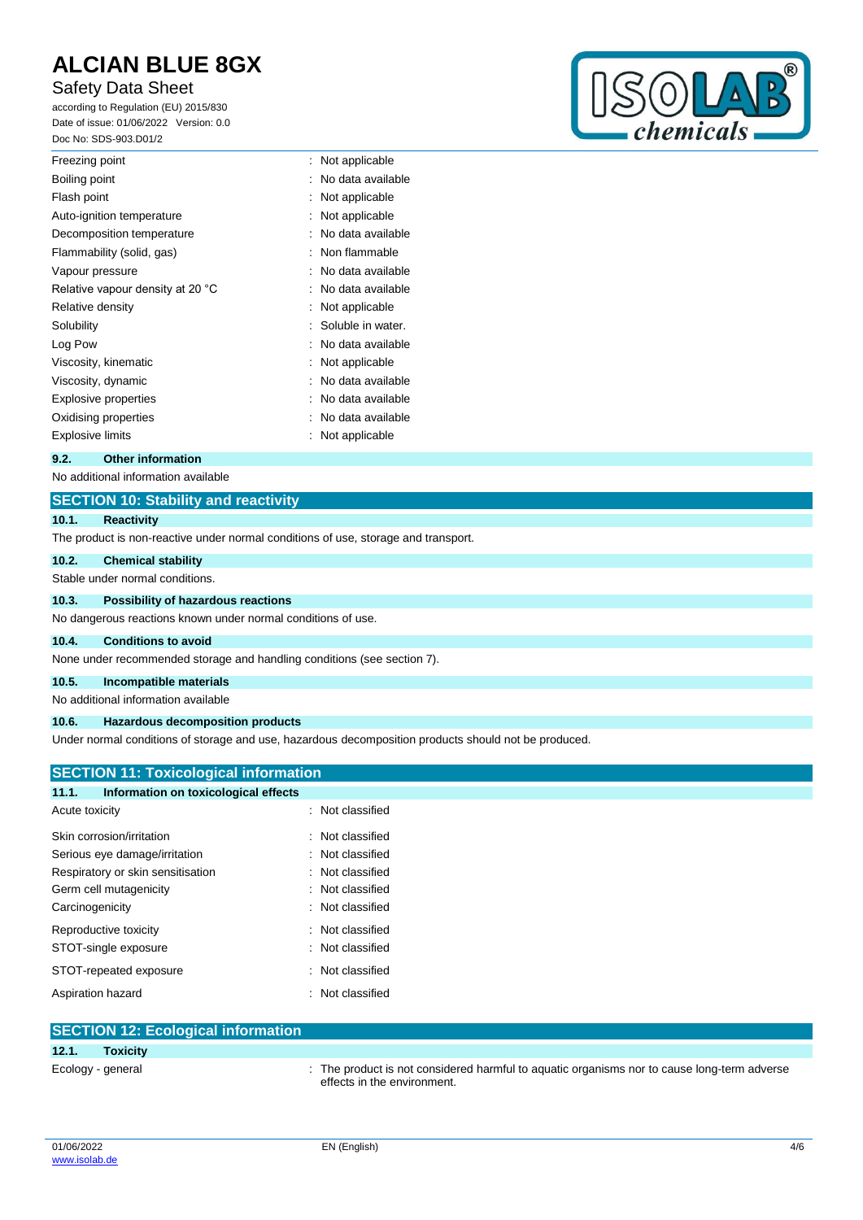| | |
|---|---|
| Freezing point | : Not applicable |
| Boiling point | : No data available |
| Flash point | : Not applicable |
| Auto-ignition temperature | : Not applicable |
| Decomposition temperature | : No data available |
| Flammability (solid, gas) | : Non flammable |
| Vapour pressure | : No data available |
| Relative vapour density at 20 °C | : No data available |
| Relative density | : Not applicable |
| Solubility | : Soluble in water. |
| Log Pow | : No data available |
| Viscosity, kinematic | : Not applicable |
| Viscosity, dynamic | : No data available |
| Explosive properties | : No data available |
| Oxidising properties | : No data available |
| Explosive limits | : Not applicable |

### 9.2. Other information

No additional information available

## SECTION 10: Stability and reactivity

### 10.1. Reactivity

The product is non-reactive under normal conditions of use, storage and transport.

### 10.2. Chemical stability

Stable under normal conditions.

### 10.3. Possibility of hazardous reactions

No dangerous reactions known under normal conditions of use.

### 10.4. Conditions to avoid

None under recommended storage and handling conditions (see section 7).

### 10.5. Incompatible materials

No additional information available

### 10.6. Hazardous decomposition products

Under normal conditions of storage and use, hazardous decomposition products should not be produced.

## SECTION 11: Toxicological information

### 11.1. Information on toxicological effects

| | |
|---|---|
| Acute toxicity | : Not classified |
| Skin corrosion/irritation | : Not classified |
| Serious eye damage/irritation | : Not classified |
| Respiratory or skin sensitisation | : Not classified |
| Germ cell mutagenicity | : Not classified |
| Carcinogenicity | : Not classified |
| Reproductive toxicity | : Not classified |
| STOT-single exposure | : Not classified |
| STOT-repeated exposure | : Not classified |
| Aspiration hazard | : Not classified |

## SECTION 12: Ecological information

### 12.1. Toxicity

| | |
|---|---|
| Ecology - general | : The product is not considered harmful to aquatic organisms nor to cause long-term adverse effects in the environment. |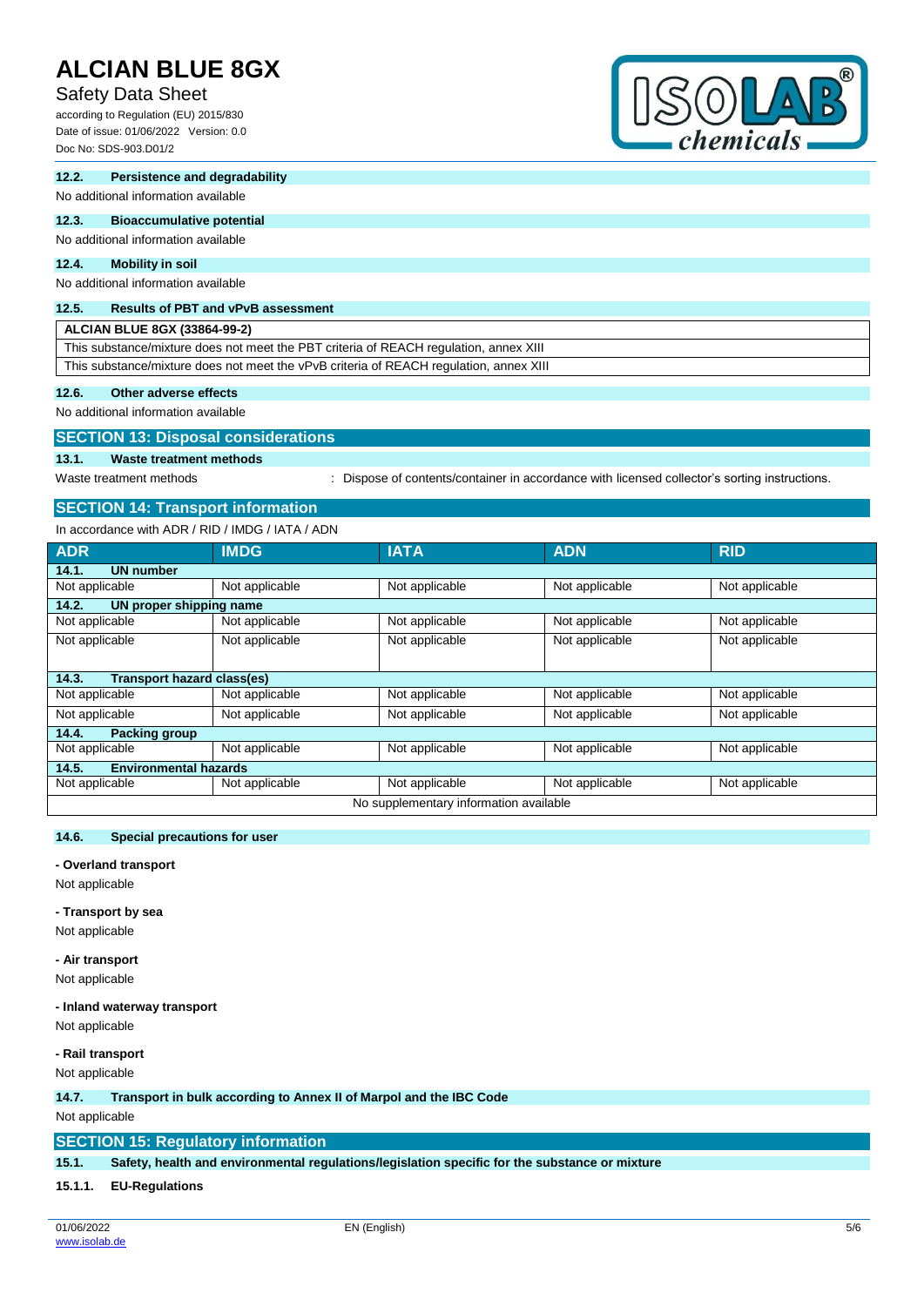#### 12.2. Persistence and degradability

No additional information available

#### 12.3. Bioaccumulative potential

No additional information available

#### 12.4. Mobility in soil

No additional information available

#### 12.5. Results of PBT and vPvB assessment

| ALCIAN BLUE 8GX (33864-99-2) |
|---|
| This substance/mixture does not meet the PBT criteria of REACH regulation, annex XIII |
| This substance/mixture does not meet the vPvB criteria of REACH regulation, annex XIII |

#### 12.6. Other adverse effects

No additional information available

## SECTION 13: Disposal considerations

#### 13.1. Waste treatment methods

Waste treatment methods : Dispose of contents/container in accordance with licensed collector's sorting instructions.

## SECTION 14: Transport information

In accordance with ADR / RID / IMDG / IATA / ADN

| ADR | IMDG | IATA | ADN | RID |
|---|---|---|---|---|
| **14.1. UN number** | | | | |
| Not applicable | Not applicable | Not applicable | Not applicable | Not applicable |
| **14.2. UN proper shipping name** | | | | |
| Not applicable | Not applicable | Not applicable | Not applicable | Not applicable |
| Not applicable | Not applicable | Not applicable | Not applicable | Not applicable |
| **14.3. Transport hazard class(es)** | | | | |
| Not applicable | Not applicable | Not applicable | Not applicable | Not applicable |
| Not applicable | Not applicable | Not applicable | Not applicable | Not applicable |
| **14.4. Packing group** | | | | |
| Not applicable | Not applicable | Not applicable | Not applicable | Not applicable |
| **14.5. Environmental hazards** | | | | |
| Not applicable | Not applicable | Not applicable | Not applicable | Not applicable |
| No supplementary information available | | | | |

#### 14.6. Special precautions for user

**- Overland transport**

Not applicable

**- Transport by sea**

Not applicable

**- Air transport**

Not applicable

**- Inland waterway transport**

Not applicable

**- Rail transport**

Not applicable

#### 14.7. Transport in bulk according to Annex II of Marpol and the IBC Code

Not applicable

## SECTION 15: Regulatory information

#### 15.1. Safety, health and environmental regulations/legislation specific for the substance or mixture

##### 15.1.1. EU-Regulations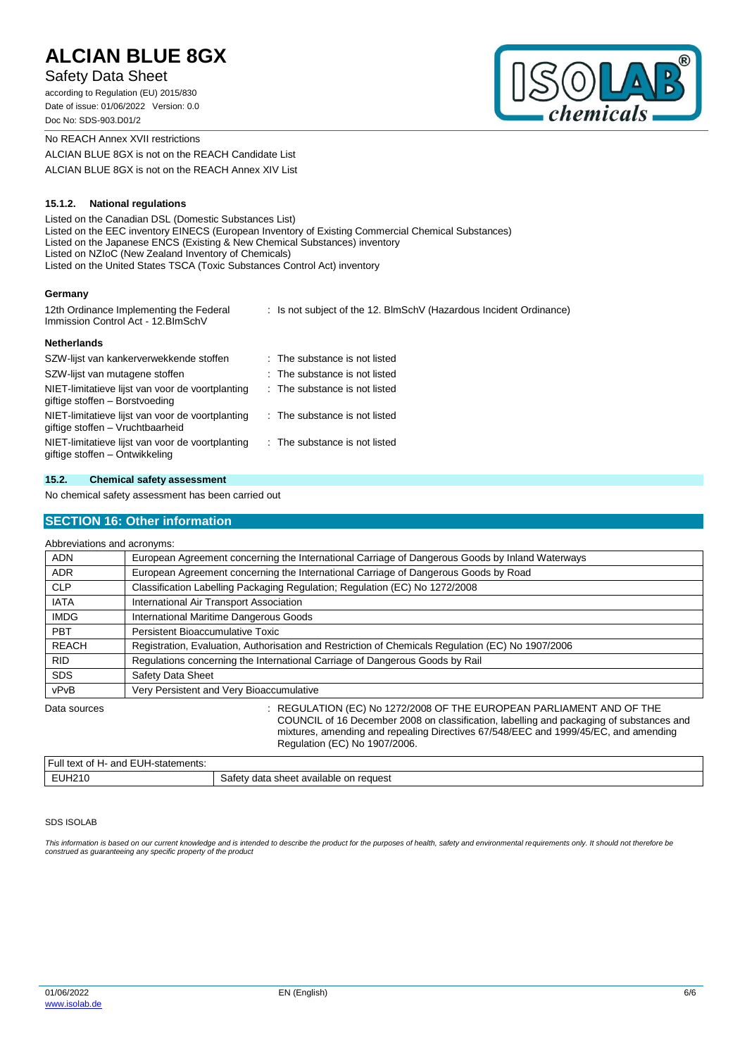No REACH Annex XVII restrictions

ALCIAN BLUE 8GX is not on the REACH Candidate List

ALCIAN BLUE 8GX is not on the REACH Annex XIV List

#### 15.1.2. National regulations

Listed on the Canadian DSL (Domestic Substances List)
Listed on the EEC inventory EINECS (European Inventory of Existing Commercial Chemical Substances)
Listed on the Japanese ENCS (Existing & New Chemical Substances) inventory
Listed on NZIoC (New Zealand Inventory of Chemicals)
Listed on the United States TSCA (Toxic Substances Control Act) inventory

**Germany**

| | |
|---|---|
| 12th Ordinance Implementing the Federal Immission Control Act - 12.BImSchV | : Is not subject of the 12. BlmSchV (Hazardous Incident Ordinance) |

**Netherlands**

| | |
|---|---|
| SZW-lijst van kankerverwekkende stoffen | : The substance is not listed |
| SZW-lijst van mutagene stoffen | : The substance is not listed |
| NIET-limitatieve lijst van voor de voortplanting giftige stoffen – Borstvoeding | : The substance is not listed |
| NIET-limitatieve lijst van voor de voortplanting giftige stoffen – Vruchtbaarheid | : The substance is not listed |
| NIET-limitatieve lijst van voor de voortplanting giftige stoffen – Ontwikkeling | : The substance is not listed |

### 15.2. Chemical safety assessment

No chemical safety assessment has been carried out

## SECTION 16: Other information

Abbreviations and acronyms:

| | |
|---|---|
| ADN | European Agreement concerning the International Carriage of Dangerous Goods by Inland Waterways |
| ADR | European Agreement concerning the International Carriage of Dangerous Goods by Road |
| CLP | Classification Labelling Packaging Regulation; Regulation (EC) No 1272/2008 |
| IATA | International Air Transport Association |
| IMDG | International Maritime Dangerous Goods |
| PBT | Persistent Bioaccumulative Toxic |
| REACH | Registration, Evaluation, Authorisation and Restriction of Chemicals Regulation (EC) No 1907/2006 |
| RID | Regulations concerning the International Carriage of Dangerous Goods by Rail |
| SDS | Safety Data Sheet |
| vPvB | Very Persistent and Very Bioaccumulative |

Data sources : REGULATION (EC) No 1272/2008 OF THE EUROPEAN PARLIAMENT AND OF THE COUNCIL of 16 December 2008 on classification, labelling and packaging of substances and mixtures, amending and repealing Directives 67/548/EEC and 1999/45/EC, and amending Regulation (EC) No 1907/2006.

| Full text of H- and EUH-statements: | |
|---|---|
| EUH210 | Safety data sheet available on request |

SDS ISOLAB

*This information is based on our current knowledge and is intended to describe the product for the purposes of health, safety and environmental requirements only. It should not therefore be construed as guaranteeing any specific property of the product*